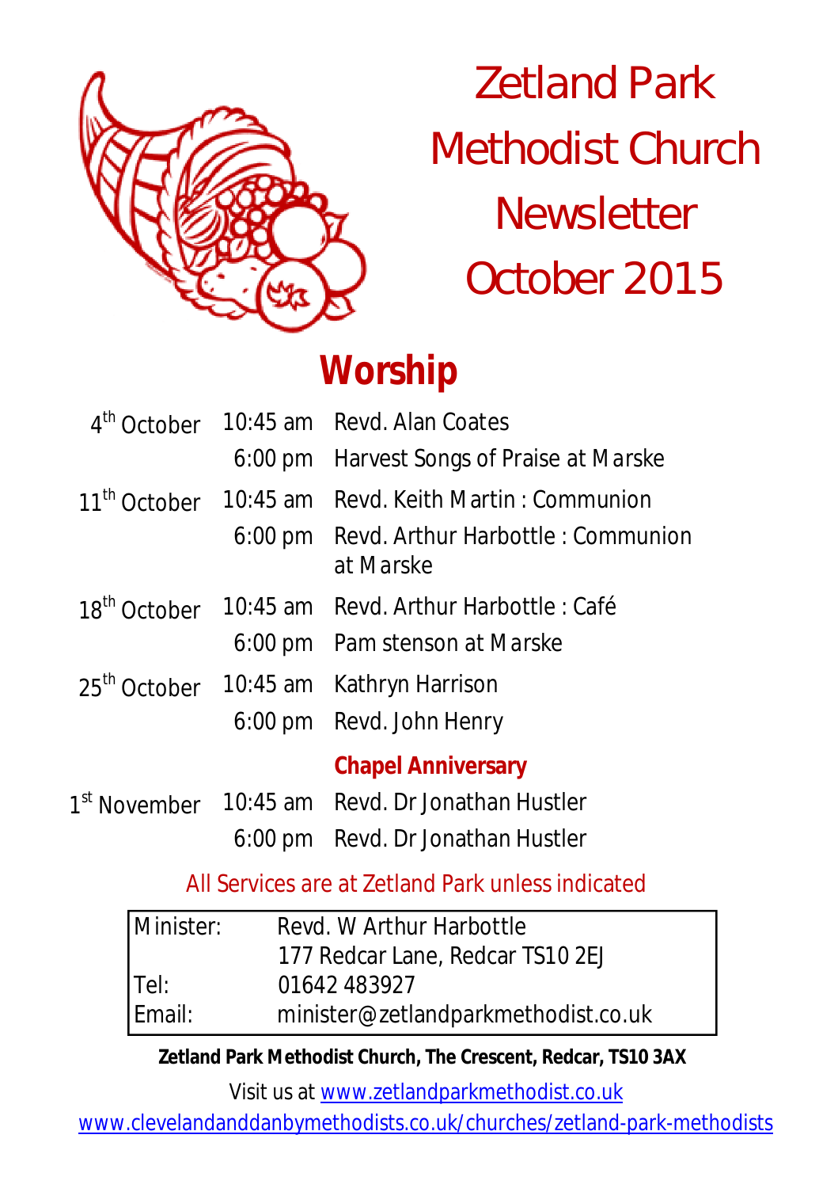# Zetland Park Methodist Church Newsletter October 2015

## Worship

| | | |
|---|---|---|
| 4th October | 10:45 am | Revd. Alan Coates |
| | 6:00 pm | Harvest Songs of Praise at Marske |
| 11th October | 10:45 am | Revd. Keith Martin : Communion |
| | 6:00 pm | Revd. Arthur Harbottle : Communion at Marske |
| 18th October | 10:45 am | Revd. Arthur Harbottle : Café |
| | 6:00 pm | Pam stenson at Marske |
| 25th October | 10:45 am | Kathryn Harrison |
| | 6:00 pm | Revd. John Henry |
| | | **Chapel Anniversary** |
| 1st November | 10:45 am | Revd. Dr Jonathan Hustler |
| | 6:00 pm | Revd. Dr Jonathan Hustler |

All Services are at Zetland Park unless indicated

| | |
|---|---|
| Minister: | Revd. W Arthur Harbottle<br>177 Redcar Lane, Redcar TS10 2EJ |
| Tel: | 01642 483927 |
| Email: | minister@zetlandparkmethodist.co.uk |

**Zetland Park Methodist Church, The Crescent, Redcar, TS10 3AX**

Visit us at www.zetlandparkmethodist.co.uk

www.clevelandanddanbymethodists.co.uk/churches/zetland-park-methodists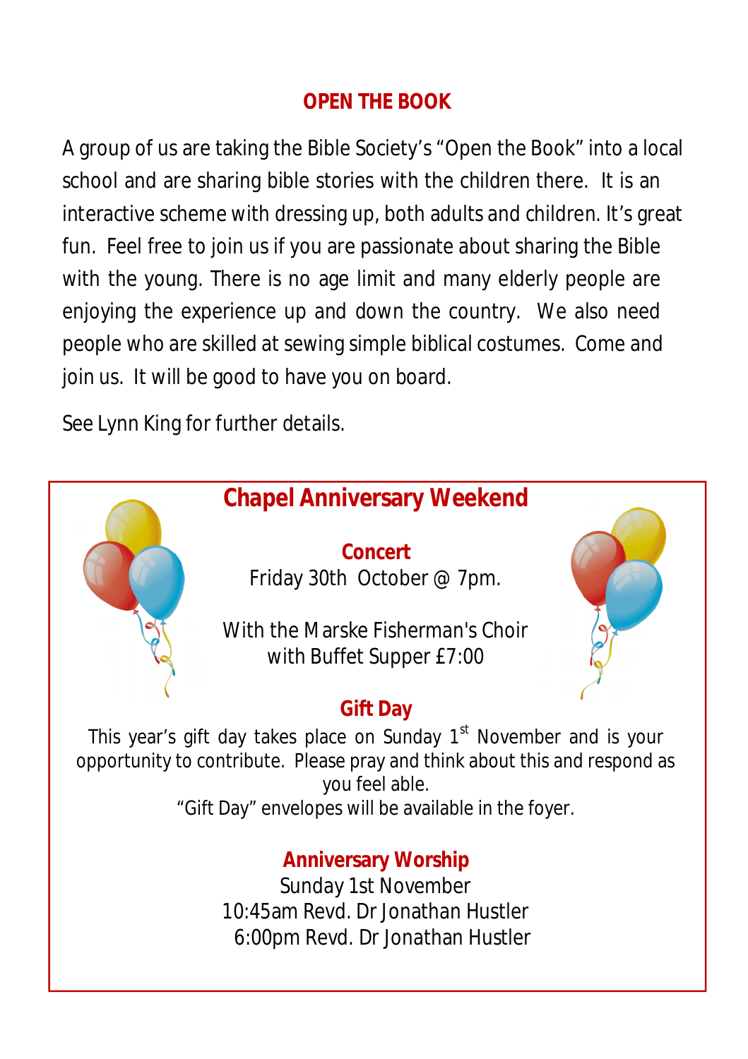## OPEN THE BOOK

A group of us are taking the Bible Society's "Open the Book" into a local school and are sharing bible stories with the children there. It is an interactive scheme with dressing up, both adults and children. It's great fun. Feel free to join us if you are passionate about sharing the Bible with the young. There is no age limit and many elderly people are enjoying the experience up and down the country. We also need people who are skilled at sewing simple biblical costumes. Come and join us. It will be good to have you on board.

See Lynn King for further details.

## Chapel Anniversary Weekend

### Concert

Friday 30th October @ 7pm.

With the Marske Fisherman's Choir
with Buffet Supper £7:00

### Gift Day

This year's gift day takes place on Sunday 1st November and is your opportunity to contribute. Please pray and think about this and respond as you feel able.
"Gift Day" envelopes will be available in the foyer.

### Anniversary Worship

Sunday 1st November
10:45am Revd. Dr Jonathan Hustler
6:00pm Revd. Dr Jonathan Hustler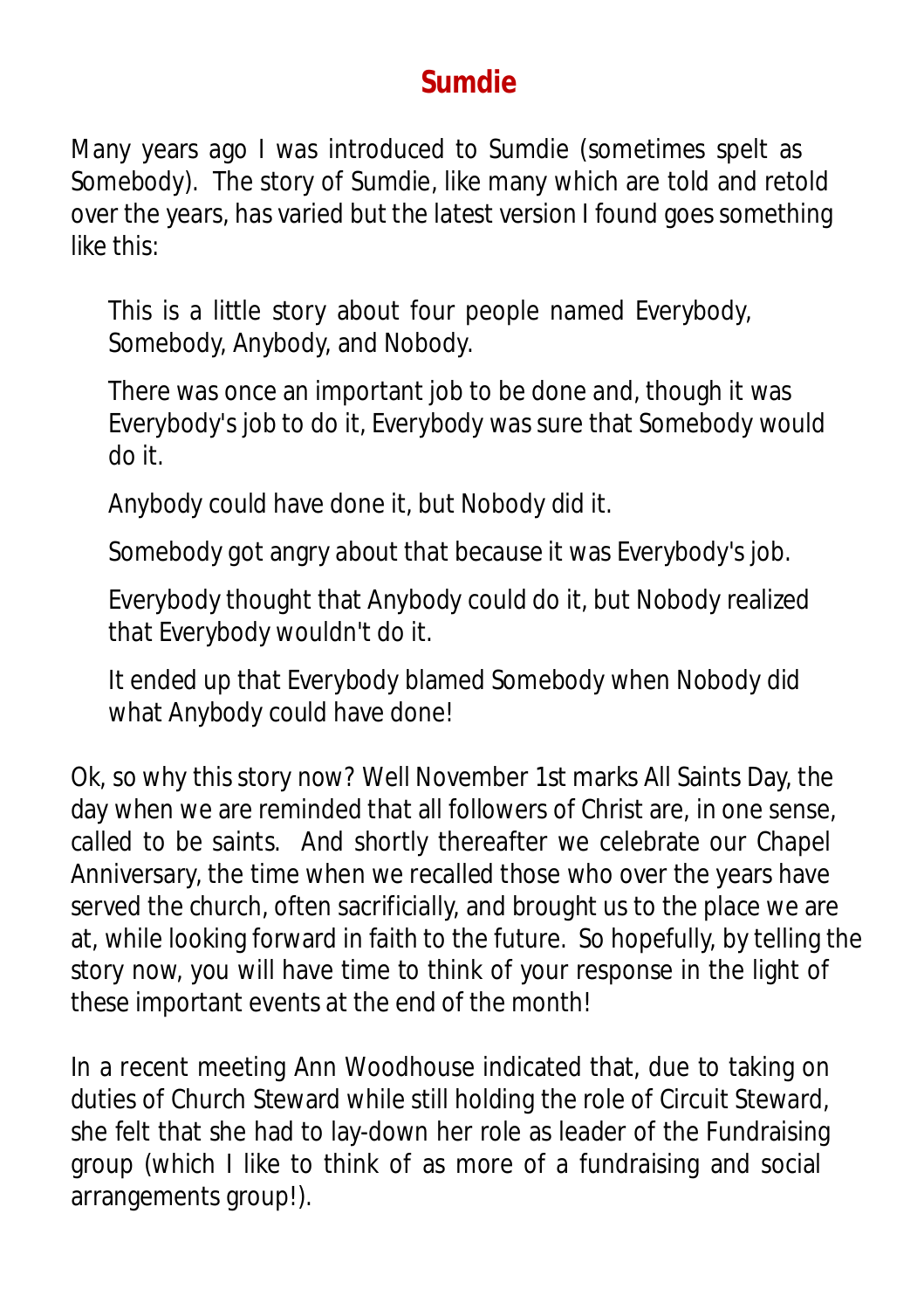# Sumdie

Many years ago I was introduced to Sumdie (sometimes spelt as Somebody). The story of Sumdie, like many which are told and retold over the years, has varied but the latest version I found goes something like this:

> This is a little story about four people named Everybody, Somebody, Anybody, and Nobody.
>
> There was once an important job to be done and, though it was Everybody's job to do it, Everybody was sure that Somebody would do it.
>
> Anybody could have done it, but Nobody did it.
>
> Somebody got angry about that because it was Everybody's job.
>
> Everybody thought that Anybody could do it, but Nobody realized that Everybody wouldn't do it.
>
> It ended up that Everybody blamed Somebody when Nobody did what Anybody could have done!

Ok, so why this story now? Well November 1st marks All Saints Day, the day when we are reminded that all followers of Christ are, in one sense, called to be saints. And shortly thereafter we celebrate our Chapel Anniversary, the time when we recalled those who over the years have served the church, often sacrificially, and brought us to the place we are at, while looking forward in faith to the future. So hopefully, by telling the story now, you will have time to think of your response in the light of these important events at the end of the month!

In a recent meeting Ann Woodhouse indicated that, due to taking on duties of Church Steward while still holding the role of Circuit Steward, she felt that she had to lay-down her role as leader of the Fundraising group (which I like to think of as more of a fundraising and social arrangements group!).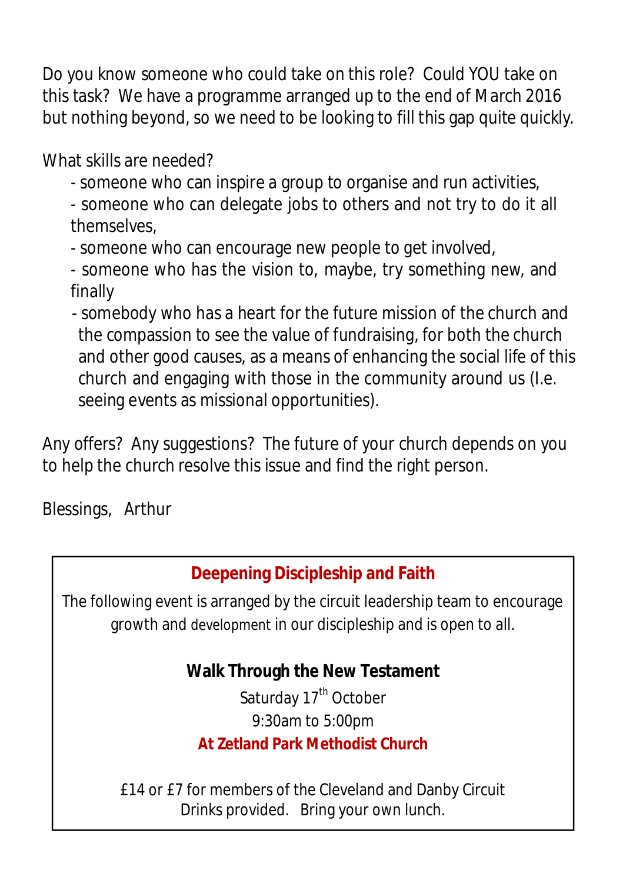Do you know someone who could take on this role? Could YOU take on this task? We have a programme arranged up to the end of March 2016 but nothing beyond, so we need to be looking to fill this gap quite quickly.

What skills are needed?

- someone who can inspire a group to organise and run activities,
- someone who can delegate jobs to others and not try to do it all themselves,
- someone who can encourage new people to get involved,
- someone who has the vision to, maybe, try something new, and finally
- somebody who has a heart for the future mission of the church and the compassion to see the value of fundraising, for both the church and other good causes, as a means of enhancing the social life of this church and engaging with those in the community around us (I.e. seeing events as missional opportunities).

Any offers? Any suggestions? The future of your church depends on you to help the church resolve this issue and find the right person.

Blessings, Arthur

## Deepening Discipleship and Faith

The following event is arranged by the circuit leadership team to encourage growth and development in our discipleship and is open to all.

**Walk Through the New Testament**

Saturday 17th October

9:30am to 5:00pm

**At Zetland Park Methodist Church**

£14 or £7 for members of the Cleveland and Danby Circuit

Drinks provided. Bring your own lunch.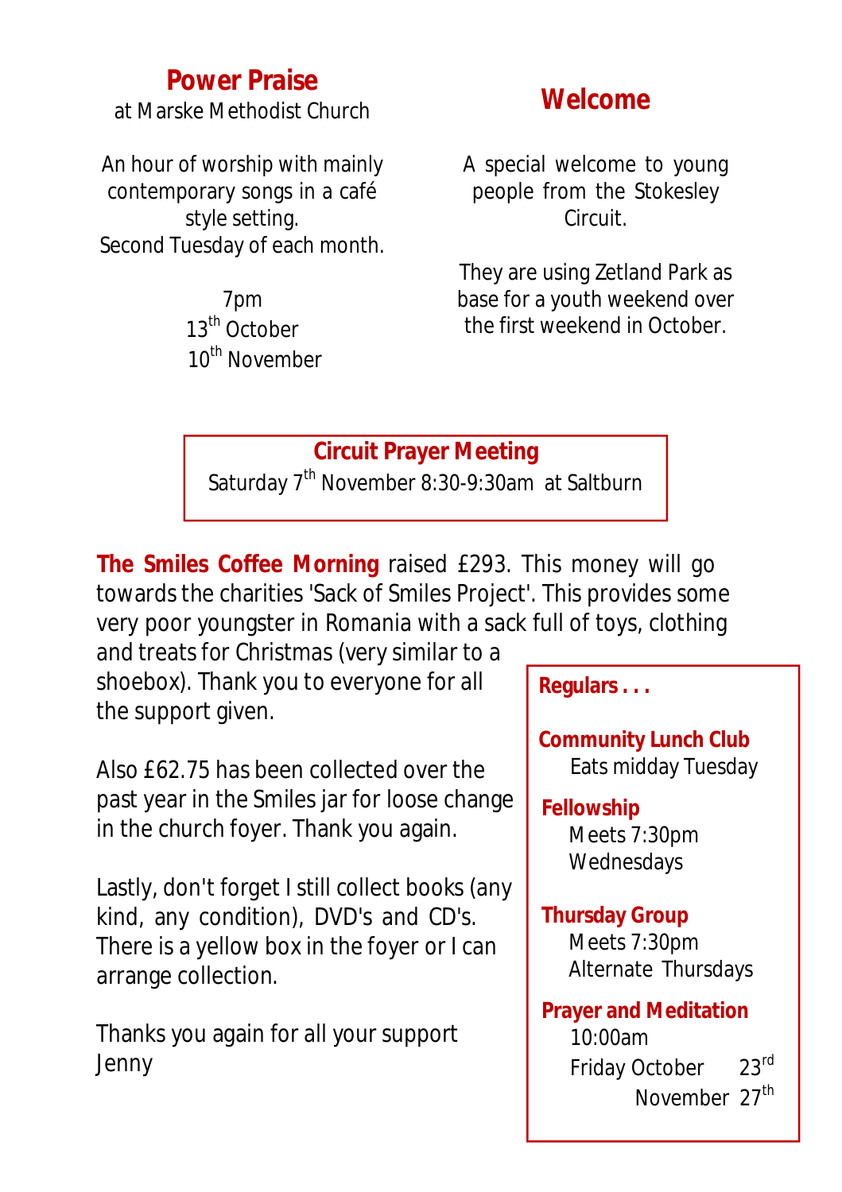## Power Praise

at Marske Methodist Church

An hour of worship with mainly contemporary songs in a café style setting.
Second Tuesday of each month.

7pm
13th October
10th November

## Welcome

A special welcome to young people from the Stokesley Circuit.

They are using Zetland Park as base for a youth weekend over the first weekend in October.

**Circuit Prayer Meeting**
Saturday 7th November 8:30-9:30am at Saltburn

**The Smiles Coffee Morning** raised £293. This money will go towards the charities 'Sack of Smiles Project'. This provides some very poor youngster in Romania with a sack full of toys, clothing and treats for Christmas (very similar to a shoebox). Thank you to everyone for all the support given.

Also £62.75 has been collected over the past year in the Smiles jar for loose change in the church foyer. Thank you again.

Lastly, don't forget I still collect books (any kind, any condition), DVD's and CD's. There is a yellow box in the foyer or I can arrange collection.

Thanks you again for all your support
Jenny

**Regulars . . .**

**Community Lunch Club**
Eats midday Tuesday

**Fellowship**
Meets 7:30pm
Wednesdays

**Thursday Group**
Meets 7:30pm
Alternate Thursdays

**Prayer and Meditation**
10:00am
Friday October 23rd
November 27th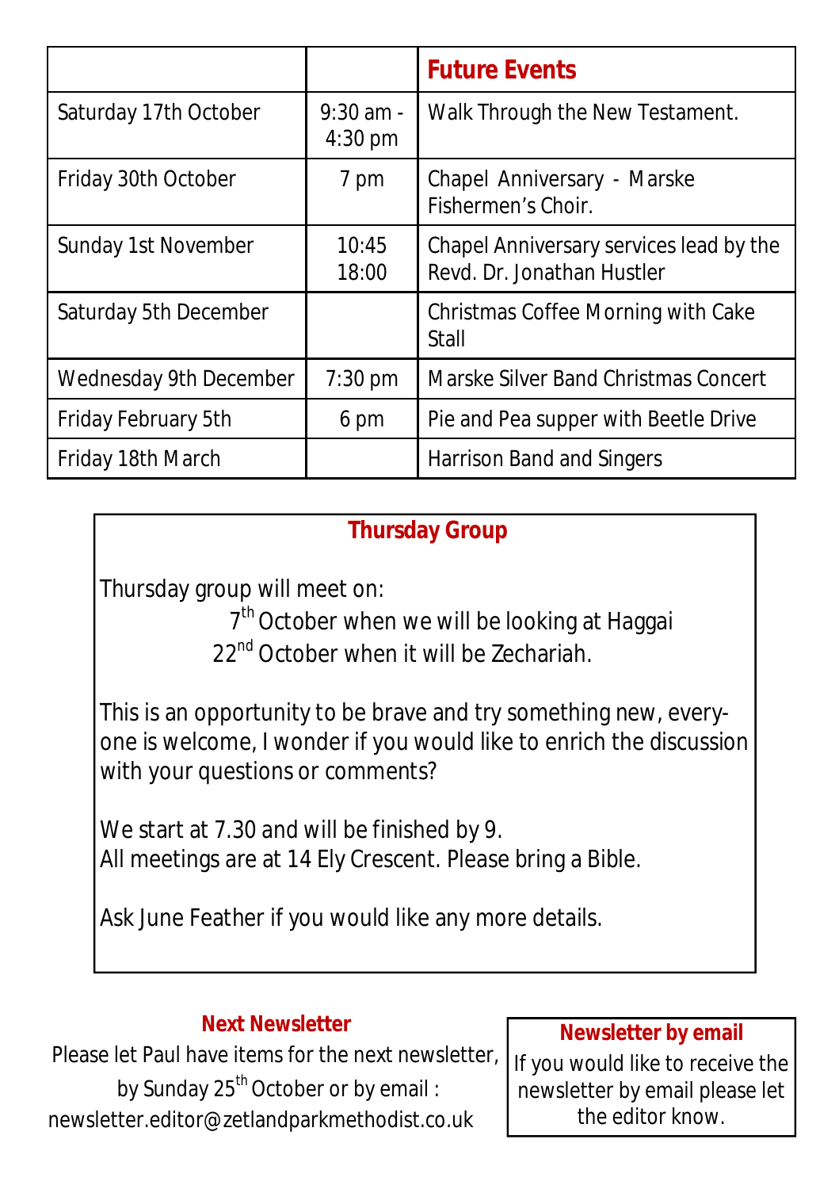| | | Future Events |
|---|---|---|
| Saturday 17th October | 9:30 am - 4:30 pm | Walk Through the New Testament. |
| Friday 30th October | 7 pm | Chapel Anniversary - Marske Fishermen's Choir. |
| Sunday 1st November | 10:45 18:00 | Chapel Anniversary services lead by the Revd. Dr. Jonathan Hustler |
| Saturday 5th December | | Christmas Coffee Morning with Cake Stall |
| Wednesday 9th December | 7:30 pm | Marske Silver Band Christmas Concert |
| Friday February 5th | 6 pm | Pie and Pea supper with Beetle Drive |
| Friday 18th March | | Harrison Band and Singers |

## Thursday Group

Thursday group will meet on:

7th October when we will be looking at Haggai
22nd October when it will be Zechariah.

This is an opportunity to be brave and try something new, every-one is welcome, I wonder if you would like to enrich the discussion with your questions or comments?

We start at 7.30 and will be finished by 9.
All meetings are at 14 Ely Crescent. Please bring a Bible.

Ask June Feather if you would like any more details.

## Next Newsletter

Please let Paul have items for the next newsletter, by Sunday 25th October or by email : newsletter.editor@zetlandparkmethodist.co.uk

## Newsletter by email

If you would like to receive the newsletter by email please let the editor know.